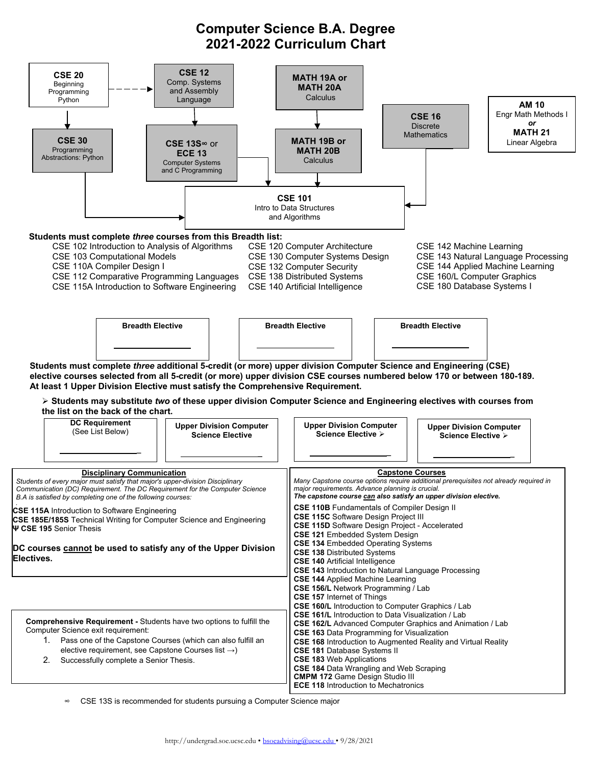# Computer Science B.A. Degree
# 2021-2022 Curriculum Chart

**CSE 20**
Beginning Programming Python

**CSE 12**
Comp. Systems and Assembly Language

**MATH 19A or MATH 20A**
Calculus

**CSE 16**
Discrete Mathematics

**AM 10**
Engr Math Methods I
*or*
**MATH 21**
Linear Algebra

**CSE 30**
Programming Abstractions: Python

**CSE 13S∞ or ECE 13**
Computer Systems and C Programming

**MATH 19B or MATH 20B**
Calculus

**CSE 101**
Intro to Data Structures and Algorithms

**Students must complete *three* courses from this Breadth list:**

- CSE 102 Introduction to Analysis of Algorithms
- CSE 103 Computational Models
- CSE 110A Compiler Design I
- CSE 112 Comparative Programming Languages
- CSE 115A Introduction to Software Engineering
- CSE 120 Computer Architecture
- CSE 130 Computer Systems Design
- CSE 132 Computer Security
- CSE 138 Distributed Systems
- CSE 140 Artificial Intelligence
- CSE 142 Machine Learning
- CSE 143 Natural Language Processing
- CSE 144 Applied Machine Learning
- CSE 160/L Computer Graphics
- CSE 180 Database Systems I

**Breadth Elective** \_\_\_\_\_\_\_\_\_\_\_\_

**Breadth Elective** \_\_\_\_\_\_\_\_\_\_\_\_

**Breadth Elective** \_\_\_\_\_\_\_\_\_\_\_\_

**Students must complete *three* additional 5-credit (or more) upper division Computer Science and Engineering (CSE) elective courses selected from all 5-credit (or more) upper division CSE courses numbered below 170 or between 180-189. At least 1 Upper Division Elective must satisfy the Comprehensive Requirement.**

➢ **Students may substitute *two* of these upper division Computer Science and Engineering electives with courses from the list on the back of the chart.**

**DC Requirement**
(See List Below) \_\_\_\_\_\_\_\_\_\_\_\_

**Upper Division Computer Science Elective** \_\_\_\_\_\_\_\_\_\_\_\_

**Upper Division Computer Science Elective ➢** \_\_\_\_\_\_\_\_\_\_\_\_

**Upper Division Computer Science Elective ➢** \_\_\_\_\_\_\_\_\_\_\_\_

## Disciplinary Communication

*Students of every major must satisfy that major's upper-division Disciplinary Communication (DC) Requirement. The DC Requirement for the Computer Science B.A is satisfied by completing one of the following courses:*

**CSE 115A** Introduction to Software Engineering
**CSE 185E/185S** Technical Writing for Computer Science and Engineering
**Ψ CSE 195** Senior Thesis

**DC courses cannot be used to satisfy any of the Upper Division Electives.**

## Comprehensive Requirement

**Comprehensive Requirement -** Students have two options to fulfill the Computer Science exit requirement:

1. Pass one of the Capstone Courses (which can also fulfill an elective requirement, see Capstone Courses list →)
2. Successfully complete a Senior Thesis.

## Capstone Courses

*Many Capstone course options require additional prerequisites not already required in major requirements. Advance planning is crucial.*
***The capstone course can also satisfy an upper division elective.***

**CSE 110B** Fundamentals of Compiler Design II
**CSE 115C** Software Design Project III
**CSE 115D** Software Design Project - Accelerated
**CSE 121** Embedded System Design
**CSE 134** Embedded Operating Systems
**CSE 138** Distributed Systems
**CSE 140** Artificial Intelligence
**CSE 143** Introduction to Natural Language Processing
**CSE 144** Applied Machine Learning
**CSE 156/L** Network Programming / Lab
**CSE 157** Internet of Things
**CSE 160/L** Introduction to Computer Graphics / Lab
**CSE 161/L** Introduction to Data Visualization / Lab
**CSE 162/L** Advanced Computer Graphics and Animation / Lab
**CSE 163** Data Programming for Visualization
**CSE 168** Introduction to Augmented Reality and Virtual Reality
**CSE 181** Database Systems II
**CSE 183** Web Applications
**CSE 184** Data Wrangling and Web Scraping
**CMPM 172** Game Design Studio III
**ECE 118** Introduction to Mechatronics

∞ CSE 13S is recommended for students pursuing a Computer Science major

http://undergrad.soe.ucsc.edu • bsoeadvising@ucsc.edu • 9/28/2021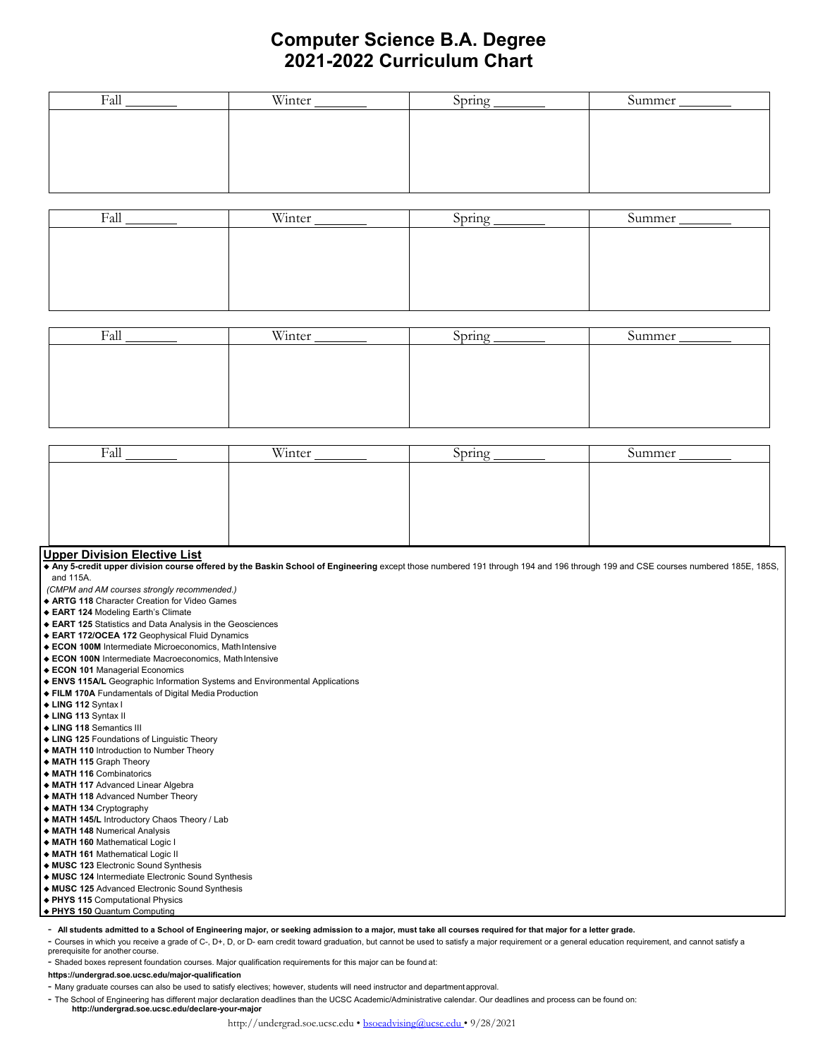# Computer Science B.A. Degree
# 2021-2022 Curriculum Chart

| Fall _______ | Winter _______ | Spring _______ | Summer _______ |
|---|---|---|---|
| | | | |

| Fall _______ | Winter _______ | Spring _______ | Summer _______ |
|---|---|---|---|
| | | | |

| Fall _______ | Winter _______ | Spring _______ | Summer _______ |
|---|---|---|---|
| | | | |

| Fall _______ | Winter _______ | Spring _______ | Summer _______ |
|---|---|---|---|
| | | | |

## Upper Division Elective List

- **Any 5-credit upper division course offered by the Baskin School of Engineering** except those numbered 191 through 194 and 196 through 199 and CSE courses numbered 185E, 185S, and 115A.

*(CMPM and AM courses strongly recommended.)*

- **ARTG 118** Character Creation for Video Games
- **EART 124** Modeling Earth's Climate
- **EART 125** Statistics and Data Analysis in the Geosciences
- **EART 172/OCEA 172** Geophysical Fluid Dynamics
- **ECON 100M** Intermediate Microeconomics, Math Intensive
- **ECON 100N** Intermediate Macroeconomics, Math Intensive
- **ECON 101** Managerial Economics
- **ENVS 115A/L** Geographic Information Systems and Environmental Applications
- **FILM 170A** Fundamentals of Digital Media Production
- **LING 112** Syntax I
- **LING 113** Syntax II
- **LING 118** Semantics III
- **LING 125** Foundations of Linguistic Theory
- **MATH 110** Introduction to Number Theory
- **MATH 115** Graph Theory
- **MATH 116** Combinatorics
- **MATH 117** Advanced Linear Algebra
- **MATH 118** Advanced Number Theory
- **MATH 134** Cryptography
- **MATH 145/L** Introductory Chaos Theory / Lab
- **MATH 148** Numerical Analysis
- **MATH 160** Mathematical Logic I
- **MATH 161** Mathematical Logic II
- **MUSC 123** Electronic Sound Synthesis
- **MUSC 124** Intermediate Electronic Sound Synthesis
- **MUSC 125** Advanced Electronic Sound Synthesis
- **PHYS 115** Computational Physics
- **PHYS 150** Quantum Computing

- **All students admitted to a School of Engineering major, or seeking admission to a major, must take all courses required for that major for a letter grade.**
- Courses in which you receive a grade of C-, D+, D, or D- earn credit toward graduation, but cannot be used to satisfy a major requirement or a general education requirement, and cannot satisfy a prerequisite for another course.
- Shaded boxes represent foundation courses. Major qualification requirements for this major can be found at:

**https://undergrad.soe.ucsc.edu/major-qualification**

- Many graduate courses can also be used to satisfy electives; however, students will need instructor and department approval.
- The School of Engineering has different major declaration deadlines than the UCSC Academic/Administrative calendar. Our deadlines and process can be found on: **http://undergrad.soe.ucsc.edu/declare-your-major**

http://undergrad.soe.ucsc.edu • bsoeadvising@ucsc.edu • 9/28/2021